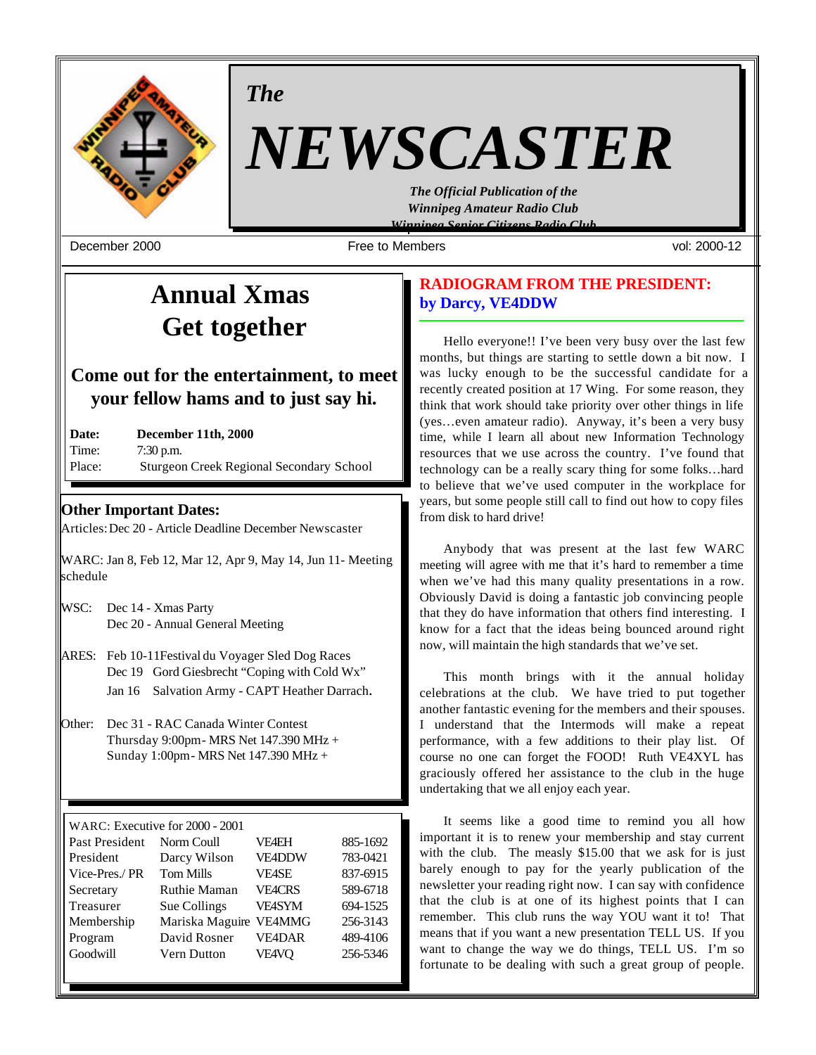# *The* NEWSCASTER

***The Official Publication of the Winnipeg Amateur Radio Club Winnipeg Senior Citizens Radio Club***

December 2000 | Free to Members | vol: 2000-12

## Annual Xmas Get together

### Come out for the entertainment, to meet your fellow hams and to just say hi.

**Date:** **December 11th, 2000**
Time: 7:30 p.m.
Place: Sturgeon Creek Regional Secondary School

### Other Important Dates:

Articles: Dec 20 - Article Deadline December Newscaster

WARC: Jan 8, Feb 12, Mar 12, Apr 9, May 14, Jun 11- Meeting schedule

WSC: Dec 14 - Xmas Party
Dec 20 - Annual General Meeting

ARES: Feb 10-11 Festival du Voyager Sled Dog Races
Dec 19 Gord Giesbrecht "Coping with Cold Wx"
Jan 16 Salvation Army - CAPT Heather Darrach.

Other: Dec 31 - RAC Canada Winter Contest
Thursday 9:00pm - MRS Net 147.390 MHz +
Sunday 1:00pm - MRS Net 147.390 MHz +

WARC: Executive for 2000 - 2001

| Position | Name | Call | Phone |
|---|---|---|---|
| Past President | Norm Coull | VE4EH | 885-1692 |
| President | Darcy Wilson | VE4DDW | 783-0421 |
| Vice-Pres./ PR | Tom Mills | VE4SE | 837-6915 |
| Secretary | Ruthie Maman | VE4CRS | 589-6718 |
| Treasurer | Sue Collings | VE4SYM | 694-1525 |
| Membership | Mariska Maguire | VE4MMG | 256-3143 |
| Program | David Rosner | VE4DAR | 489-4106 |
| Goodwill | Vern Dutton | VE4VQ | 256-5346 |

## RADIOGRAM FROM THE PRESIDENT: by Darcy, VE4DDW

Hello everyone!! I've been very busy over the last few months, but things are starting to settle down a bit now. I was lucky enough to be the successful candidate for a recently created position at 17 Wing. For some reason, they think that work should take priority over other things in life (yes…even amateur radio). Anyway, it's been a very busy time, while I learn all about new Information Technology resources that we use across the country. I've found that technology can be a really scary thing for some folks…hard to believe that we've used computer in the workplace for years, but some people still call to find out how to copy files from disk to hard drive!

Anybody that was present at the last few WARC meeting will agree with me that it's hard to remember a time when we've had this many quality presentations in a row. Obviously David is doing a fantastic job convincing people that they do have information that others find interesting. I know for a fact that the ideas being bounced around right now, will maintain the high standards that we've set.

This month brings with it the annual holiday celebrations at the club. We have tried to put together another fantastic evening for the members and their spouses. I understand that the Intermods will make a repeat performance, with a few additions to their play list. Of course no one can forget the FOOD! Ruth VE4XYL has graciously offered her assistance to the club in the huge undertaking that we all enjoy each year.

It seems like a good time to remind you all how important it is to renew your membership and stay current with the club. The measly $15.00 that we ask for is just barely enough to pay for the yearly publication of the newsletter your reading right now. I can say with confidence that the club is at one of its highest points that I can remember. This club runs the way YOU want it to! That means that if you want a new presentation TELL US. If you want to change the way we do things, TELL US. I'm so fortunate to be dealing with such a great group of people.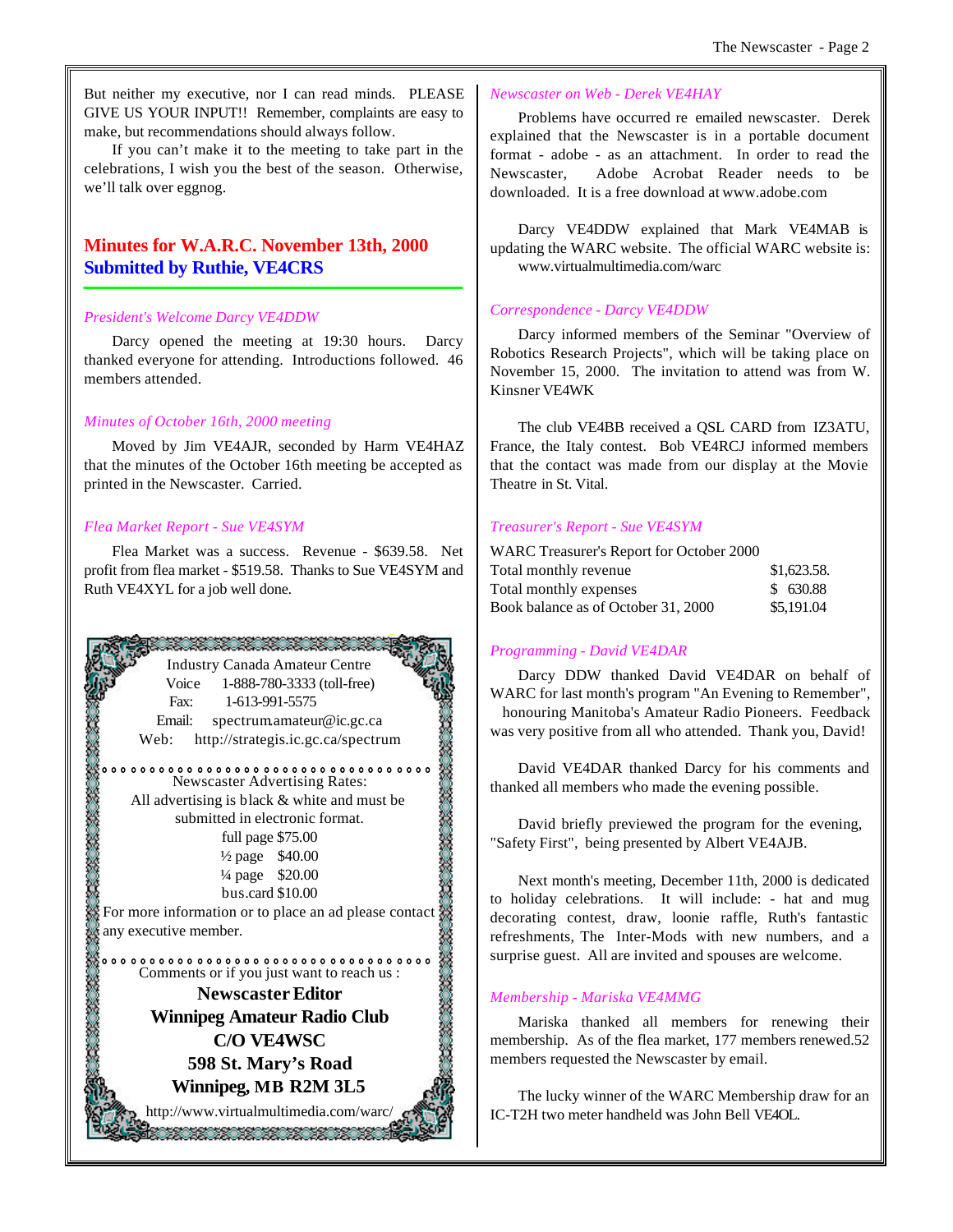But neither my executive, nor I can read minds. PLEASE GIVE US YOUR INPUT!! Remember, complaints are easy to make, but recommendations should always follow.

If you can't make it to the meeting to take part in the celebrations, I wish you the best of the season. Otherwise, we'll talk over eggnog.

## Minutes for W.A.R.C. November 13th, 2000
## Submitted by Ruthie, VE4CRS

*President's Welcome Darcy VE4DDW*

Darcy opened the meeting at 19:30 hours. Darcy thanked everyone for attending. Introductions followed. 46 members attended.

*Minutes of October 16th, 2000 meeting*

Moved by Jim VE4AJR, seconded by Harm VE4HAZ that the minutes of the October 16th meeting be accepted as printed in the Newscaster. Carried.

*Flea Market Report - Sue VE4SYM*

Flea Market was a success. Revenue - $639.58. Net profit from flea market - $519.58. Thanks to Sue VE4SYM and Ruth VE4XYL for a job well done.

Industry Canada Amateur Centre
Voice 1-888-780-3333 (toll-free)
Fax: 1-613-991-5575
Email: spectrum.amateur@ic.gc.ca
Web: http://strategis.ic.gc.ca/spectrum

Newscaster Advertising Rates:
All advertising is black & white and must be submitted in electronic format.
full page $75.00
½ page $40.00
¼ page $20.00
bus.card $10.00
For more information or to place an ad please contact any executive member.

Comments or if you just want to reach us :

**Newscaster Editor**
**Winnipeg Amateur Radio Club**
**C/O VE4WSC**
**598 St. Mary's Road**
**Winnipeg, MB R2M 3L5**
http://www.virtualmultimedia.com/warc/

*Newscaster on Web - Derek VE4HAY*

Problems have occurred re emailed newscaster. Derek explained that the Newscaster is in a portable document format - adobe - as an attachment. In order to read the Newscaster, Adobe Acrobat Reader needs to be downloaded. It is a free download at www.adobe.com

Darcy VE4DDW explained that Mark VE4MAB is updating the WARC website. The official WARC website is: www.virtualmultimedia.com/warc

*Correspondence - Darcy VE4DDW*

Darcy informed members of the Seminar "Overview of Robotics Research Projects", which will be taking place on November 15, 2000. The invitation to attend was from W. Kinsner VE4WK

The club VE4BB received a QSL CARD from IZ3ATU, France, the Italy contest. Bob VE4RCJ informed members that the contact was made from our display at the Movie Theatre in St. Vital.

*Treasurer's Report - Sue VE4SYM*

| WARC Treasurer's Report for October 2000 | |
|---|---|
| Total monthly revenue | $1,623.58. |
| Total monthly expenses | $ 630.88 |
| Book balance as of October 31, 2000 | $5,191.04 |

*Programming - David VE4DAR*

Darcy DDW thanked David VE4DAR on behalf of WARC for last month's program "An Evening to Remember", honouring Manitoba's Amateur Radio Pioneers. Feedback was very positive from all who attended. Thank you, David!

David VE4DAR thanked Darcy for his comments and thanked all members who made the evening possible.

David briefly previewed the program for the evening, "Safety First", being presented by Albert VE4AJB.

Next month's meeting, December 11th, 2000 is dedicated to holiday celebrations. It will include: - hat and mug decorating contest, draw, loonie raffle, Ruth's fantastic refreshments, The Inter-Mods with new numbers, and a surprise guest. All are invited and spouses are welcome.

*Membership - Mariska VE4MMG*

Mariska thanked all members for renewing their membership. As of the flea market, 177 members renewed.52 members requested the Newscaster by email.

The lucky winner of the WARC Membership draw for an IC-T2H two meter handheld was John Bell VE4OL.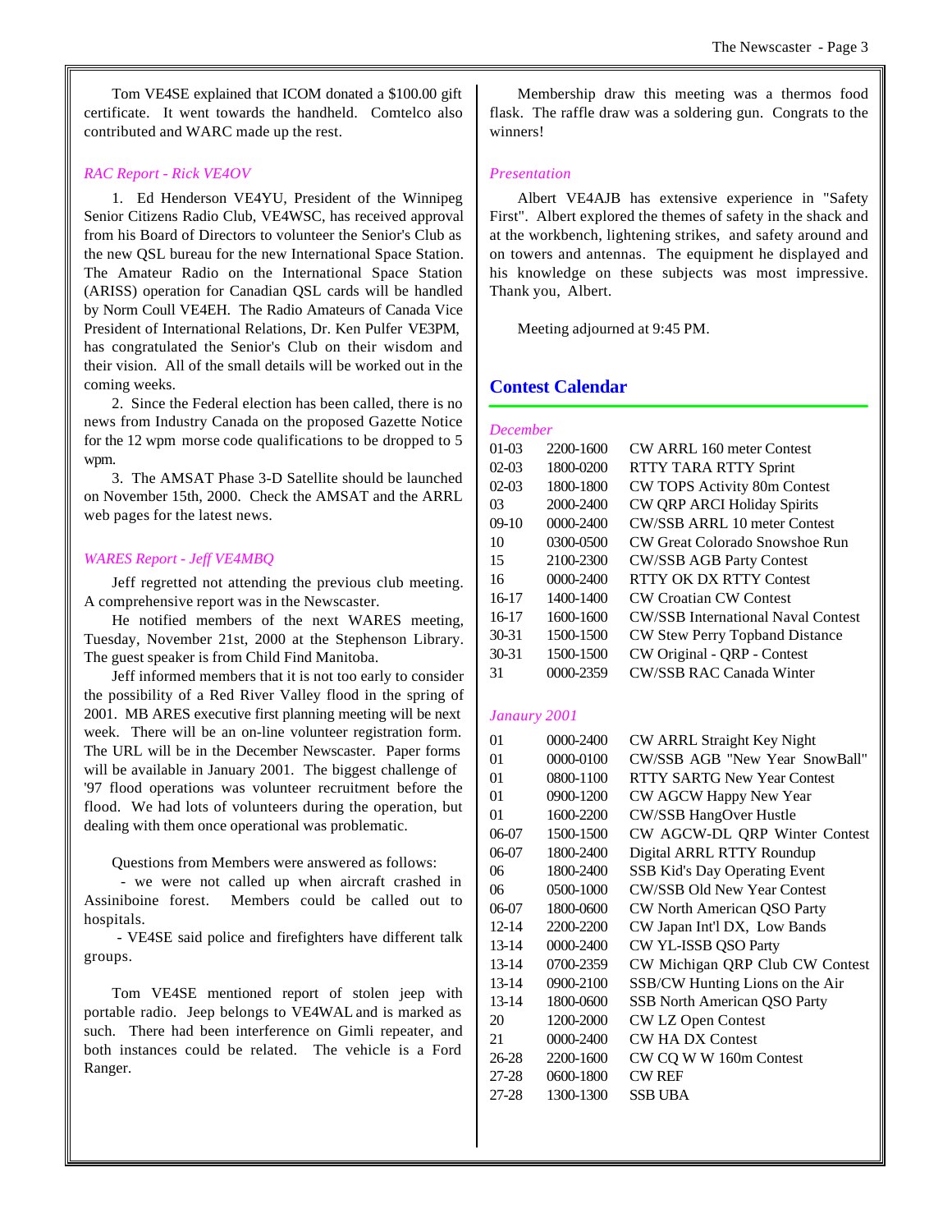Tom VE4SE explained that ICOM donated a $100.00 gift certificate. It went towards the handheld. Comtelco also contributed and WARC made up the rest.

*RAC Report - Rick VE4OV*

1. Ed Henderson VE4YU, President of the Winnipeg Senior Citizens Radio Club, VE4WSC, has received approval from his Board of Directors to volunteer the Senior's Club as the new QSL bureau for the new International Space Station. The Amateur Radio on the International Space Station (ARISS) operation for Canadian QSL cards will be handled by Norm Coull VE4EH. The Radio Amateurs of Canada Vice President of International Relations, Dr. Ken Pulfer VE3PM, has congratulated the Senior's Club on their wisdom and their vision. All of the small details will be worked out in the coming weeks.

2. Since the Federal election has been called, there is no news from Industry Canada on the proposed Gazette Notice for the 12 wpm morse code qualifications to be dropped to 5 wpm.

3. The AMSAT Phase 3-D Satellite should be launched on November 15th, 2000. Check the AMSAT and the ARRL web pages for the latest news.

*WARES Report - Jeff VE4MBQ*

Jeff regretted not attending the previous club meeting. A comprehensive report was in the Newscaster.

He notified members of the next WARES meeting, Tuesday, November 21st, 2000 at the Stephenson Library. The guest speaker is from Child Find Manitoba.

Jeff informed members that it is not too early to consider the possibility of a Red River Valley flood in the spring of 2001. MB ARES executive first planning meeting will be next week. There will be an on-line volunteer registration form. The URL will be in the December Newscaster. Paper forms will be available in January 2001. The biggest challenge of '97 flood operations was volunteer recruitment before the flood. We had lots of volunteers during the operation, but dealing with them once operational was problematic.

Questions from Members were answered as follows:

- we were not called up when aircraft crashed in Assiniboine forest. Members could be called out to hospitals.
- VE4SE said police and firefighters have different talk groups.

Tom VE4SE mentioned report of stolen jeep with portable radio. Jeep belongs to VE4WAL and is marked as such. There had been interference on Gimli repeater, and both instances could be related. The vehicle is a Ford Ranger.

Membership draw this meeting was a thermos food flask. The raffle draw was a soldering gun. Congrats to the winners!

*Presentation*

Albert VE4AJB has extensive experience in "Safety First". Albert explored the themes of safety in the shack and at the workbench, lightening strikes, and safety around and on towers and antennas. The equipment he displayed and his knowledge on these subjects was most impressive. Thank you, Albert.

Meeting adjourned at 9:45 PM.

## Contest Calendar

*December*

| | | |
|---|---|---|
| 01-03 | 2200-1600 | CW ARRL 160 meter Contest |
| 02-03 | 1800-0200 | RTTY TARA RTTY Sprint |
| 02-03 | 1800-1800 | CW TOPS Activity 80m Contest |
| 03 | 2000-2400 | CW QRP ARCI Holiday Spirits |
| 09-10 | 0000-2400 | CW/SSB ARRL 10 meter Contest |
| 10 | 0300-0500 | CW Great Colorado Snowshoe Run |
| 15 | 2100-2300 | CW/SSB AGB Party Contest |
| 16 | 0000-2400 | RTTY OK DX RTTY Contest |
| 16-17 | 1400-1400 | CW Croatian CW Contest |
| 16-17 | 1600-1600 | CW/SSB International Naval Contest |
| 30-31 | 1500-1500 | CW Stew Perry Topband Distance |
| 30-31 | 1500-1500 | CW Original - QRP - Contest |
| 31 | 0000-2359 | CW/SSB RAC Canada Winter |

*Janaury 2001*

| | | |
|---|---|---|
| 01 | 0000-2400 | CW ARRL Straight Key Night |
| 01 | 0000-0100 | CW/SSB AGB "New Year SnowBall" |
| 01 | 0800-1100 | RTTY SARTG New Year Contest |
| 01 | 0900-1200 | CW AGCW Happy New Year |
| 01 | 1600-2200 | CW/SSB HangOver Hustle |
| 06-07 | 1500-1500 | CW AGCW-DL QRP Winter Contest |
| 06-07 | 1800-2400 | Digital ARRL RTTY Roundup |
| 06 | 1800-2400 | SSB Kid's Day Operating Event |
| 06 | 0500-1000 | CW/SSB Old New Year Contest |
| 06-07 | 1800-0600 | CW North American QSO Party |
| 12-14 | 2200-2200 | CW Japan Int'l DX, Low Bands |
| 13-14 | 0000-2400 | CW YL-ISSB QSO Party |
| 13-14 | 0700-2359 | CW Michigan QRP Club CW Contest |
| 13-14 | 0900-2100 | SSB/CW Hunting Lions on the Air |
| 13-14 | 1800-0600 | SSB North American QSO Party |
| 20 | 1200-2000 | CW LZ Open Contest |
| 21 | 0000-2400 | CW HA DX Contest |
| 26-28 | 2200-1600 | CW CQ W W 160m Contest |
| 27-28 | 0600-1800 | CW REF |
| 27-28 | 1300-1300 | SSB UBA |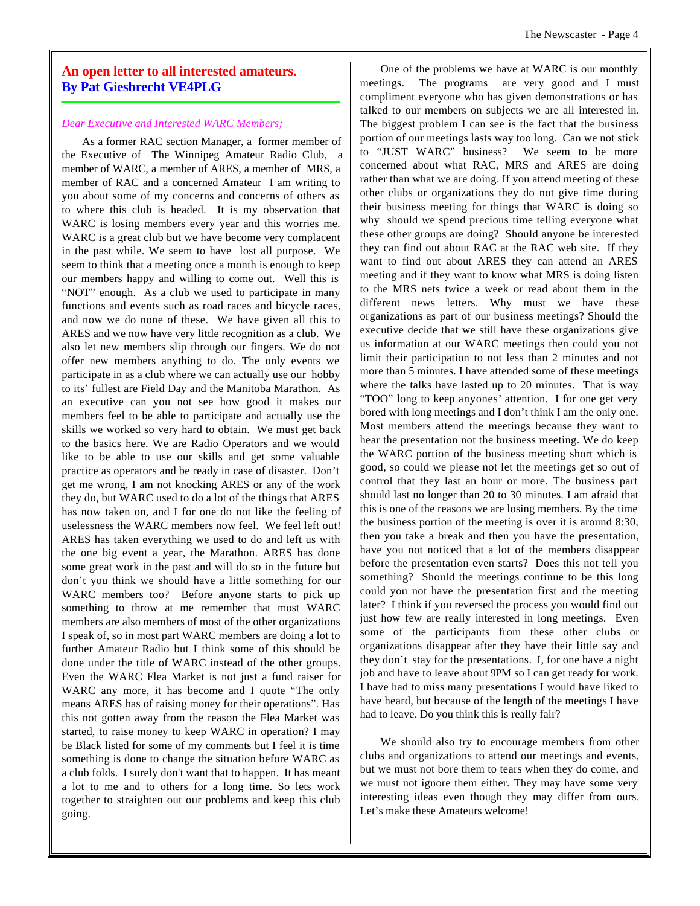## An open letter to all interested amateurs.
## By Pat Giesbrecht VE4PLG

*Dear Executive and Interested WARC Members;*

As a former RAC section Manager, a former member of the Executive of The Winnipeg Amateur Radio Club, a member of WARC, a member of ARES, a member of MRS, a member of RAC and a concerned Amateur I am writing to you about some of my concerns and concerns of others as to where this club is headed. It is my observation that WARC is losing members every year and this worries me. WARC is a great club but we have become very complacent in the past while. We seem to have lost all purpose. We seem to think that a meeting once a month is enough to keep our members happy and willing to come out. Well this is "NOT" enough. As a club we used to participate in many functions and events such as road races and bicycle races, and now we do none of these. We have given all this to ARES and we now have very little recognition as a club. We also let new members slip through our fingers. We do not offer new members anything to do. The only events we participate in as a club where we can actually use our hobby to its' fullest are Field Day and the Manitoba Marathon. As an executive can you not see how good it makes our members feel to be able to participate and actually use the skills we worked so very hard to obtain. We must get back to the basics here. We are Radio Operators and we would like to be able to use our skills and get some valuable practice as operators and be ready in case of disaster. Don't get me wrong, I am not knocking ARES or any of the work they do, but WARC used to do a lot of the things that ARES has now taken on, and I for one do not like the feeling of uselessness the WARC members now feel. We feel left out! ARES has taken everything we used to do and left us with the one big event a year, the Marathon. ARES has done some great work in the past and will do so in the future but don't you think we should have a little something for our WARC members too? Before anyone starts to pick up something to throw at me remember that most WARC members are also members of most of the other organizations I speak of, so in most part WARC members are doing a lot to further Amateur Radio but I think some of this should be done under the title of WARC instead of the other groups. Even the WARC Flea Market is not just a fund raiser for WARC any more, it has become and I quote "The only means ARES has of raising money for their operations". Has this not gotten away from the reason the Flea Market was started, to raise money to keep WARC in operation? I may be Black listed for some of my comments but I feel it is time something is done to change the situation before WARC as a club folds. I surely don't want that to happen. It has meant a lot to me and to others for a long time. So lets work together to straighten out our problems and keep this club going.

One of the problems we have at WARC is our monthly meetings. The programs are very good and I must compliment everyone who has given demonstrations or has talked to our members on subjects we are all interested in. The biggest problem I can see is the fact that the business portion of our meetings lasts way too long. Can we not stick to "JUST WARC" business? We seem to be more concerned about what RAC, MRS and ARES are doing rather than what we are doing. If you attend meeting of these other clubs or organizations they do not give time during their business meeting for things that WARC is doing so why should we spend precious time telling everyone what these other groups are doing? Should anyone be interested they can find out about RAC at the RAC web site. If they want to find out about ARES they can attend an ARES meeting and if they want to know what MRS is doing listen to the MRS nets twice a week or read about them in the different news letters. Why must we have these organizations as part of our business meetings? Should the executive decide that we still have these organizations give us information at our WARC meetings then could you not limit their participation to not less than 2 minutes and not more than 5 minutes. I have attended some of these meetings where the talks have lasted up to 20 minutes. That is way "TOO" long to keep anyones' attention. I for one get very bored with long meetings and I don't think I am the only one. Most members attend the meetings because they want to hear the presentation not the business meeting. We do keep the WARC portion of the business meeting short which is good, so could we please not let the meetings get so out of control that they last an hour or more. The business part should last no longer than 20 to 30 minutes. I am afraid that this is one of the reasons we are losing members. By the time the business portion of the meeting is over it is around 8:30, then you take a break and then you have the presentation, have you not noticed that a lot of the members disappear before the presentation even starts? Does this not tell you something? Should the meetings continue to be this long could you not have the presentation first and the meeting later? I think if you reversed the process you would find out just how few are really interested in long meetings. Even some of the participants from these other clubs or organizations disappear after they have their little say and they don't stay for the presentations. I, for one have a night job and have to leave about 9PM so I can get ready for work. I have had to miss many presentations I would have liked to have heard, but because of the length of the meetings I have had to leave. Do you think this is really fair?

We should also try to encourage members from other clubs and organizations to attend our meetings and events, but we must not bore them to tears when they do come, and we must not ignore them either. They may have some very interesting ideas even though they may differ from ours. Let's make these Amateurs welcome!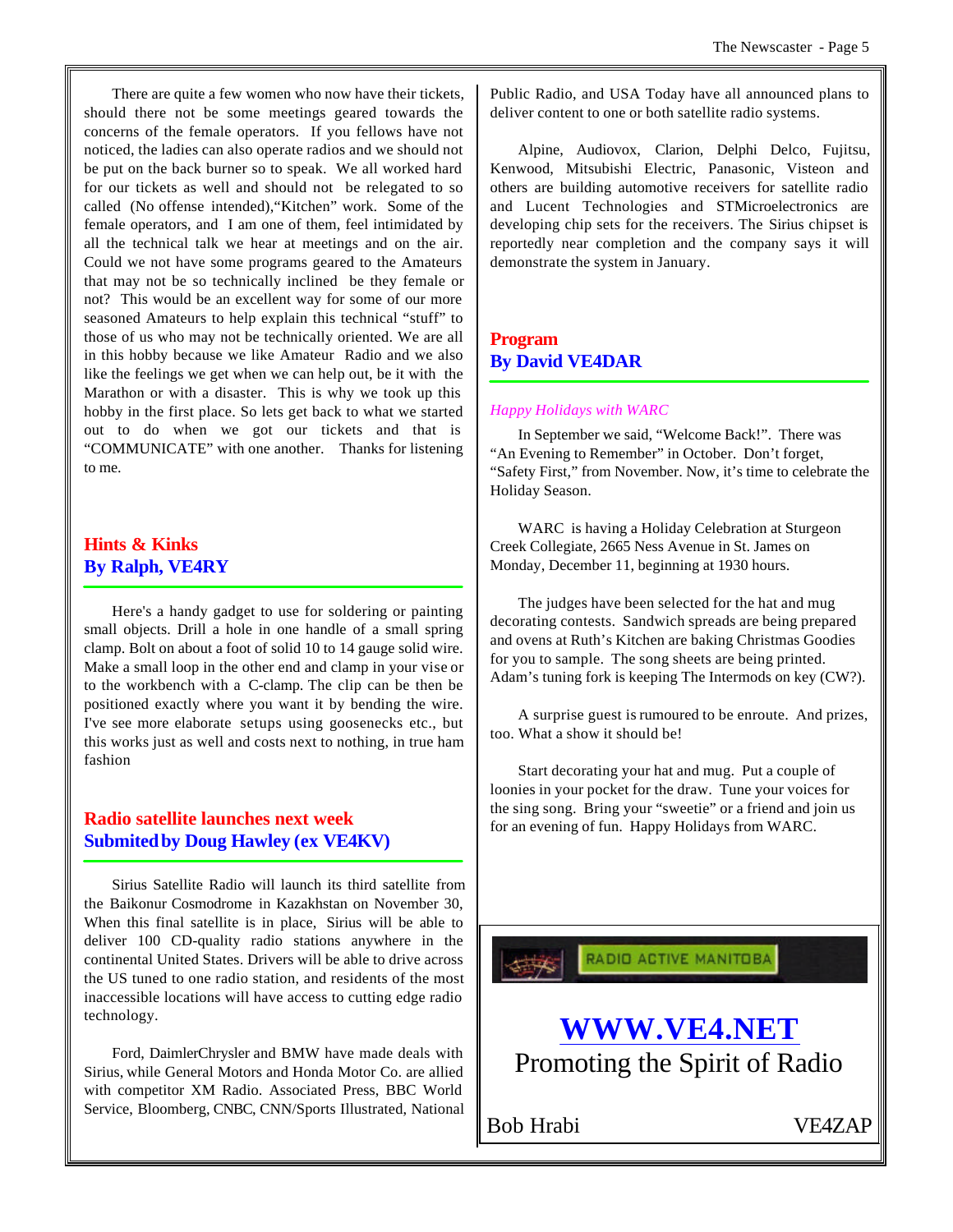There are quite a few women who now have their tickets, should there not be some meetings geared towards the concerns of the female operators. If you fellows have not noticed, the ladies can also operate radios and we should not be put on the back burner so to speak. We all worked hard for our tickets as well and should not be relegated to so called (No offense intended),"Kitchen" work. Some of the female operators, and I am one of them, feel intimidated by all the technical talk we hear at meetings and on the air. Could we not have some programs geared to the Amateurs that may not be so technically inclined be they female or not? This would be an excellent way for some of our more seasoned Amateurs to help explain this technical "stuff" to those of us who may not be technically oriented. We are all in this hobby because we like Amateur Radio and we also like the feelings we get when we can help out, be it with the Marathon or with a disaster. This is why we took up this hobby in the first place. So lets get back to what we started out to do when we got our tickets and that is "COMMUNICATE" with one another. Thanks for listening to me.

## Hints & Kinks
## By Ralph, VE4RY

Here's a handy gadget to use for soldering or painting small objects. Drill a hole in one handle of a small spring clamp. Bolt on about a foot of solid 10 to 14 gauge solid wire. Make a small loop in the other end and clamp in your vise or to the workbench with a C-clamp. The clip can be then be positioned exactly where you want it by bending the wire. I've see more elaborate setups using goosenecks etc., but this works just as well and costs next to nothing, in true ham fashion

## Radio satellite launches next week
## Submited by Doug Hawley (ex VE4KV)

Sirius Satellite Radio will launch its third satellite from the Baikonur Cosmodrome in Kazakhstan on November 30, When this final satellite is in place, Sirius will be able to deliver 100 CD-quality radio stations anywhere in the continental United States. Drivers will be able to drive across the US tuned to one radio station, and residents of the most inaccessible locations will have access to cutting edge radio technology.

Ford, DaimlerChrysler and BMW have made deals with Sirius, while General Motors and Honda Motor Co. are allied with competitor XM Radio. Associated Press, BBC World Service, Bloomberg, CNBC, CNN/Sports Illustrated, National Public Radio, and USA Today have all announced plans to deliver content to one or both satellite radio systems.

Alpine, Audiovox, Clarion, Delphi Delco, Fujitsu, Kenwood, Mitsubishi Electric, Panasonic, Visteon and others are building automotive receivers for satellite radio and Lucent Technologies and STMicroelectronics are developing chip sets for the receivers. The Sirius chipset is reportedly near completion and the company says it will demonstrate the system in January.

## Program
## By David VE4DAR

*Happy Holidays with WARC*

In September we said, "Welcome Back!". There was "An Evening to Remember" in October. Don't forget, "Safety First," from November. Now, it's time to celebrate the Holiday Season.

WARC is having a Holiday Celebration at Sturgeon Creek Collegiate, 2665 Ness Avenue in St. James on Monday, December 11, beginning at 1930 hours.

The judges have been selected for the hat and mug decorating contests. Sandwich spreads are being prepared and ovens at Ruth's Kitchen are baking Christmas Goodies for you to sample. The song sheets are being printed. Adam's tuning fork is keeping The Intermods on key (CW?).

A surprise guest is rumoured to be enroute. And prizes, too. What a show it should be!

Start decorating your hat and mug. Put a couple of loonies in your pocket for the draw. Tune your voices for the sing song. Bring your "sweetie" or a friend and join us for an evening of fun. Happy Holidays from WARC.

RADIO ACTIVE MANITOBA

**WWW.VE4.NET**

Promoting the Spirit of Radio

Bob Hrabi VE4ZAP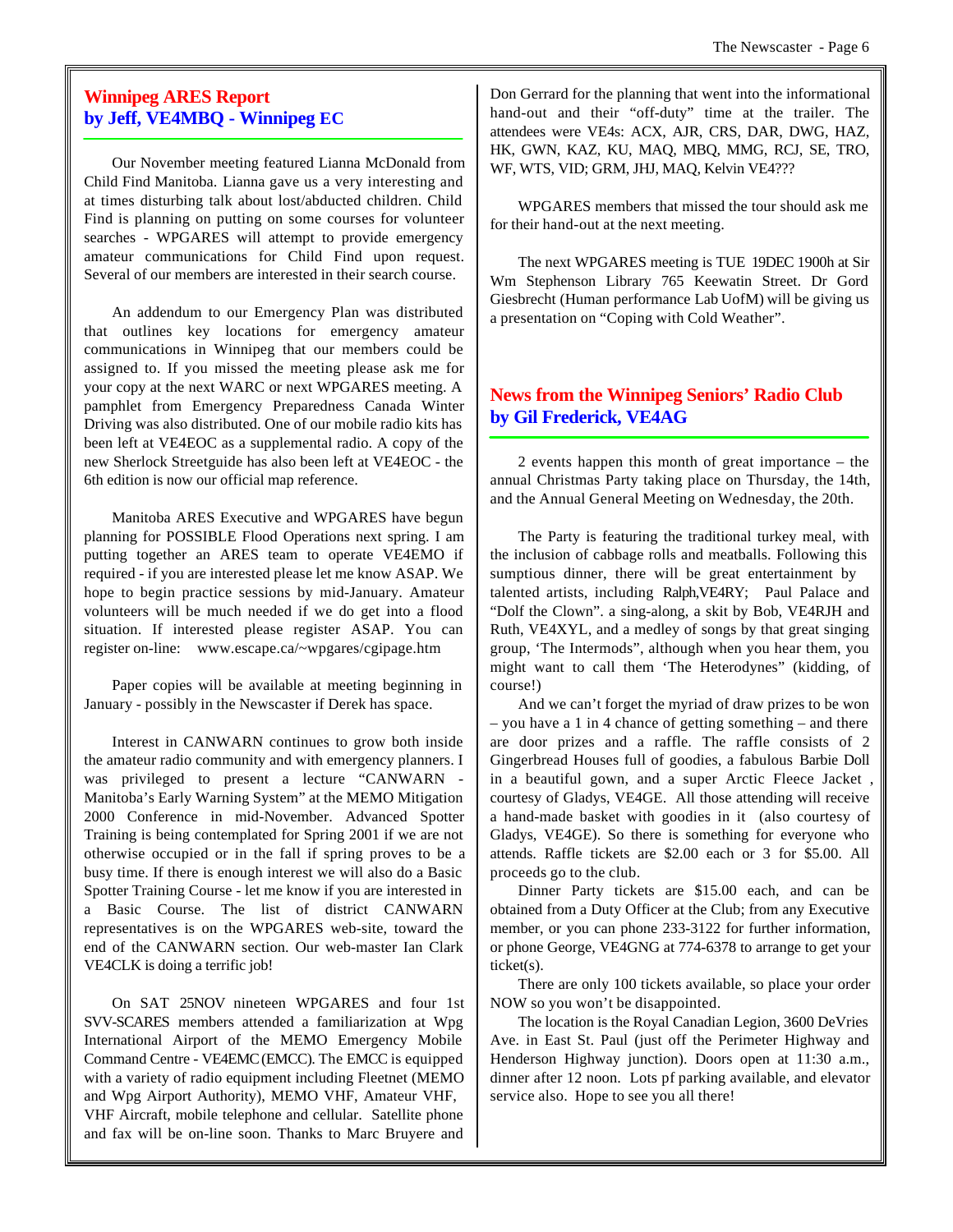## Winnipeg ARES Report
### by Jeff, VE4MBQ - Winnipeg EC

Our November meeting featured Lianna McDonald from Child Find Manitoba. Lianna gave us a very interesting and at times disturbing talk about lost/abducted children. Child Find is planning on putting on some courses for volunteer searches - WPGARES will attempt to provide emergency amateur communications for Child Find upon request. Several of our members are interested in their search course.

An addendum to our Emergency Plan was distributed that outlines key locations for emergency amateur communications in Winnipeg that our members could be assigned to. If you missed the meeting please ask me for your copy at the next WARC or next WPGARES meeting. A pamphlet from Emergency Preparedness Canada Winter Driving was also distributed. One of our mobile radio kits has been left at VE4EOC as a supplemental radio. A copy of the new Sherlock Streetguide has also been left at VE4EOC - the 6th edition is now our official map reference.

Manitoba ARES Executive and WPGARES have begun planning for POSSIBLE Flood Operations next spring. I am putting together an ARES team to operate VE4EMO if required - if you are interested please let me know ASAP. We hope to begin practice sessions by mid-January. Amateur volunteers will be much needed if we do get into a flood situation. If interested please register ASAP. You can register on-line: www.escape.ca/~wpgares/cgipage.htm

Paper copies will be available at meeting beginning in January - possibly in the Newscaster if Derek has space.

Interest in CANWARN continues to grow both inside the amateur radio community and with emergency planners. I was privileged to present a lecture "CANWARN - Manitoba's Early Warning System" at the MEMO Mitigation 2000 Conference in mid-November. Advanced Spotter Training is being contemplated for Spring 2001 if we are not otherwise occupied or in the fall if spring proves to be a busy time. If there is enough interest we will also do a Basic Spotter Training Course - let me know if you are interested in a Basic Course. The list of district CANWARN representatives is on the WPGARES web-site, toward the end of the CANWARN section. Our web-master Ian Clark VE4CLK is doing a terrific job!

On SAT 25NOV nineteen WPGARES and four 1st SVV-SCARES members attended a familiarization at Wpg International Airport of the MEMO Emergency Mobile Command Centre - VE4EMC (EMCC). The EMCC is equipped with a variety of radio equipment including Fleetnet (MEMO and Wpg Airport Authority), MEMO VHF, Amateur VHF, VHF Aircraft, mobile telephone and cellular. Satellite phone and fax will be on-line soon. Thanks to Marc Bruyere and Don Gerrard for the planning that went into the informational hand-out and their "off-duty" time at the trailer. The attendees were VE4s: ACX, AJR, CRS, DAR, DWG, HAZ, HK, GWN, KAZ, KU, MAQ, MBQ, MMG, RCJ, SE, TRO, WF, WTS, VID; GRM, JHJ, MAQ, Kelvin VE4???

WPGARES members that missed the tour should ask me for their hand-out at the next meeting.

The next WPGARES meeting is TUE 19DEC 1900h at Sir Wm Stephenson Library 765 Keewatin Street. Dr Gord Giesbrecht (Human performance Lab UofM) will be giving us a presentation on "Coping with Cold Weather".

## News from the Winnipeg Seniors' Radio Club
### by Gil Frederick, VE4AG

2 events happen this month of great importance – the annual Christmas Party taking place on Thursday, the 14th, and the Annual General Meeting on Wednesday, the 20th.

The Party is featuring the traditional turkey meal, with the inclusion of cabbage rolls and meatballs. Following this sumptious dinner, there will be great entertainment by talented artists, including Ralph,VE4RY; Paul Palace and "Dolf the Clown". a sing-along, a skit by Bob, VE4RJH and Ruth, VE4XYL, and a medley of songs by that great singing group, 'The Intermods", although when you hear them, you might want to call them 'The Heterodynes" (kidding, of course!)

And we can't forget the myriad of draw prizes to be won – you have a 1 in 4 chance of getting something – and there are door prizes and a raffle. The raffle consists of 2 Gingerbread Houses full of goodies, a fabulous Barbie Doll in a beautiful gown, and a super Arctic Fleece Jacket , courtesy of Gladys, VE4GE. All those attending will receive a hand-made basket with goodies in it (also courtesy of Gladys, VE4GE). So there is something for everyone who attends. Raffle tickets are $2.00 each or 3 for $5.00. All proceeds go to the club.

Dinner Party tickets are $15.00 each, and can be obtained from a Duty Officer at the Club; from any Executive member, or you can phone 233-3122 for further information, or phone George, VE4GNG at 774-6378 to arrange to get your ticket(s).

There are only 100 tickets available, so place your order NOW so you won't be disappointed.

The location is the Royal Canadian Legion, 3600 DeVries Ave. in East St. Paul (just off the Perimeter Highway and Henderson Highway junction). Doors open at 11:30 a.m., dinner after 12 noon. Lots pf parking available, and elevator service also. Hope to see you all there!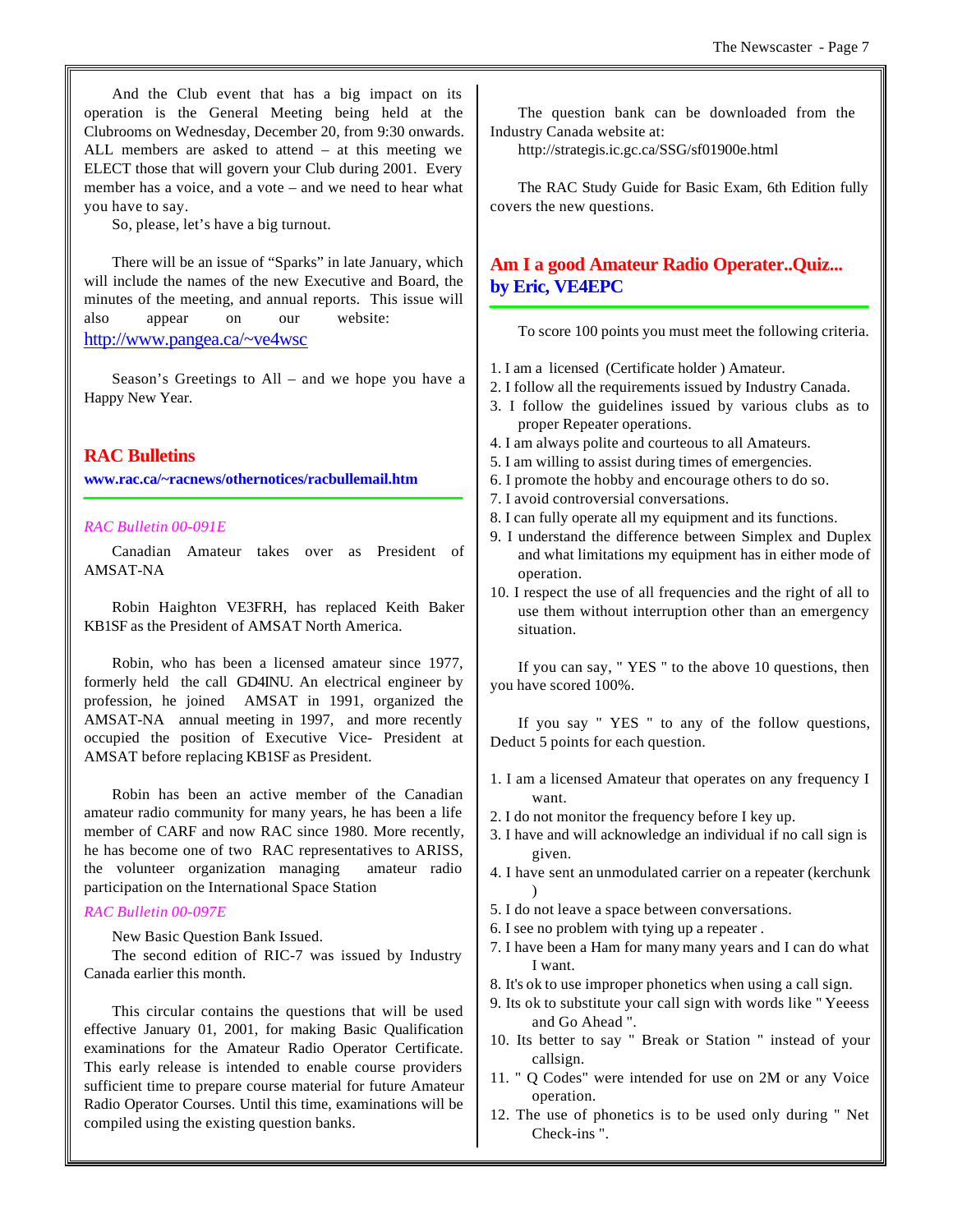And the Club event that has a big impact on its operation is the General Meeting being held at the Clubrooms on Wednesday, December 20, from 9:30 onwards. ALL members are asked to attend – at this meeting we ELECT those that will govern your Club during 2001. Every member has a voice, and a vote – and we need to hear what you have to say.

So, please, let's have a big turnout.

There will be an issue of "Sparks" in late January, which will include the names of the new Executive and Board, the minutes of the meeting, and annual reports. This issue will also appear on our website: http://www.pangea.ca/~ve4wsc

Season's Greetings to All – and we hope you have a Happy New Year.

## RAC Bulletins

**www.rac.ca/~racnews/othernotices/racbullemail.htm**

*RAC Bulletin 00-091E*

Canadian Amateur takes over as President of AMSAT-NA

Robin Haighton VE3FRH, has replaced Keith Baker KB1SF as the President of AMSAT North America.

Robin, who has been a licensed amateur since 1977, formerly held the call GD4INU. An electrical engineer by profession, he joined AMSAT in 1991, organized the AMSAT-NA annual meeting in 1997, and more recently occupied the position of Executive Vice- President at AMSAT before replacing KB1SF as President.

Robin has been an active member of the Canadian amateur radio community for many years, he has been a life member of CARF and now RAC since 1980. More recently, he has become one of two RAC representatives to ARISS, the volunteer organization managing amateur radio participation on the International Space Station

*RAC Bulletin 00-097E*

New Basic Question Bank Issued.

The second edition of RIC-7 was issued by Industry Canada earlier this month.

This circular contains the questions that will be used effective January 01, 2001, for making Basic Qualification examinations for the Amateur Radio Operator Certificate. This early release is intended to enable course providers sufficient time to prepare course material for future Amateur Radio Operator Courses. Until this time, examinations will be compiled using the existing question banks.

The question bank can be downloaded from the Industry Canada website at:
http://strategis.ic.gc.ca/SSG/sf01900e.html

The RAC Study Guide for Basic Exam, 6th Edition fully covers the new questions.

## Am I a good Amateur Radio Operater..Quiz... by Eric, VE4EPC

To score 100 points you must meet the following criteria.

1. I am a licensed (Certificate holder ) Amateur.
2. I follow all the requirements issued by Industry Canada.
3. I follow the guidelines issued by various clubs as to proper Repeater operations.
4. I am always polite and courteous to all Amateurs.
5. I am willing to assist during times of emergencies.
6. I promote the hobby and encourage others to do so.
7. I avoid controversial conversations.
8. I can fully operate all my equipment and its functions.
9. I understand the difference between Simplex and Duplex and what limitations my equipment has in either mode of operation.
10. I respect the use of all frequencies and the right of all to use them without interruption other than an emergency situation.

If you can say, " YES " to the above 10 questions, then you have scored 100%.

If you say " YES " to any of the follow questions, Deduct 5 points for each question.

1. I am a licensed Amateur that operates on any frequency I want.
2. I do not monitor the frequency before I key up.
3. I have and will acknowledge an individual if no call sign is given.
4. I have sent an unmodulated carrier on a repeater (kerchunk )
5. I do not leave a space between conversations.
6. I see no problem with tying up a repeater .
7. I have been a Ham for many many years and I can do what I want.
8. It's ok to use improper phonetics when using a call sign.
9. Its ok to substitute your call sign with words like " Yeeess and Go Ahead ".
10. Its better to say " Break or Station " instead of your callsign.
11. " Q Codes" were intended for use on 2M or any Voice operation.
12. The use of phonetics is to be used only during " Net Check-ins ".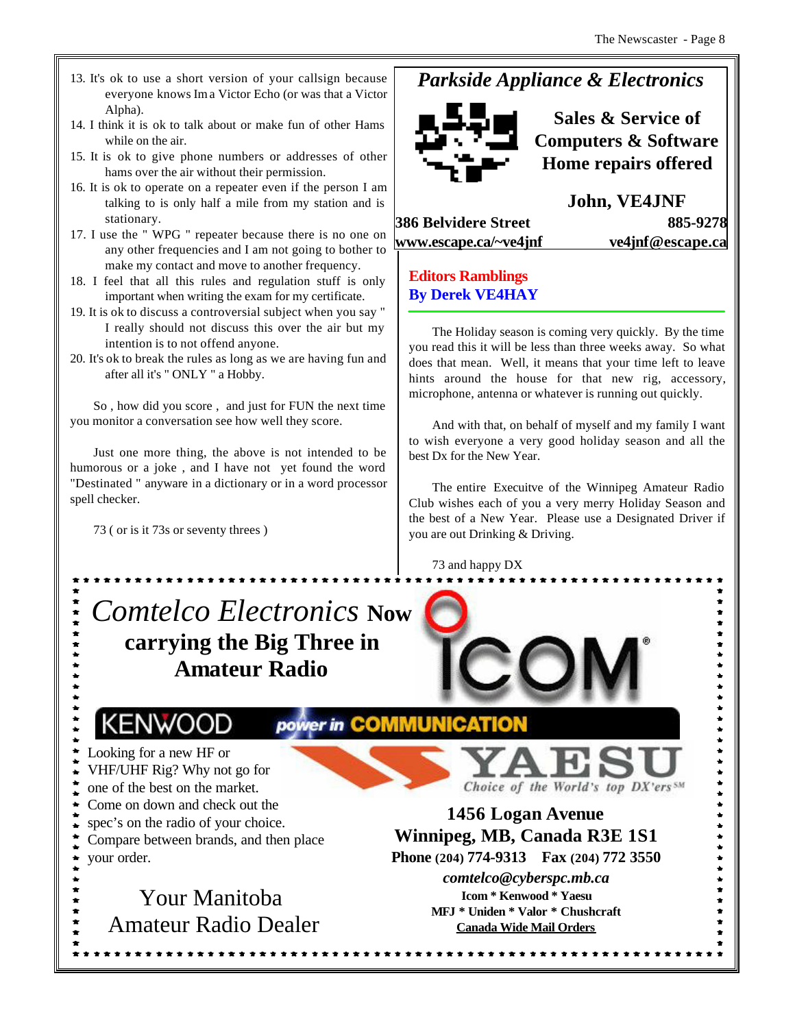13. It's ok to use a short version of your callsign because everyone knows Im a Victor Echo (or was that a Victor Alpha).
14. I think it is ok to talk about or make fun of other Hams while on the air.
15. It is ok to give phone numbers or addresses of other hams over the air without their permission.
16. It is ok to operate on a repeater even if the person I am talking to is only half a mile from my station and is stationary.
17. I use the " WPG " repeater because there is no one on any other frequencies and I am not going to bother to make my contact and move to another frequency.
18. I feel that all this rules and regulation stuff is only important when writing the exam for my certificate.
19. It is ok to discuss a controversial subject when you say " I really should not discuss this over the air but my intention is to not offend anyone.
20. It's ok to break the rules as long as we are having fun and after all it's " ONLY " a Hobby.

So , how did you score , and just for FUN the next time you monitor a conversation see how well they score.

Just one more thing, the above is not intended to be humorous or a joke , and I have not yet found the word "Destinated " anyware in a dictionary or in a word processor spell checker.

73 ( or is it 73s or seventy threes )

## *Parkside Appliance & Electronics*

**Sales & Service of Computers & Software Home repairs offered**

**John, VE4JNF**

**386 Belvidere Street** **885-9278**

**www.escape.ca/~ve4jnf** **ve4jnf@escape.ca**

## Editors Ramblings
### By Derek VE4HAY

The Holiday season is coming very quickly. By the time you read this it will be less than three weeks away. So what does that mean. Well, it means that your time left to leave hints around the house for that new rig, accessory, microphone, antenna or whatever is running out quickly.

And with that, on behalf of myself and my family I want to wish everyone a very good holiday season and all the best Dx for the New Year.

The entire Execuitve of the Winnipeg Amateur Radio Club wishes each of you a very merry Holiday Season and the best of a New Year. Please use a Designated Driver if you are out Drinking & Driving.

73 and happy DX

## *Comtelco Electronics* Now carrying the Big Three in Amateur Radio

ICOM®

KENWOOD power in COMMUNICATION

YAESU Choice of the World's top DX'ers℠

Looking for a new HF or VHF/UHF Rig? Why not go for one of the best on the market. Come on down and check out the spec's on the radio of your choice. Compare between brands, and then place your order.

Your Manitoba Amateur Radio Dealer

**1456 Logan Avenue**
**Winnipeg, MB, Canada R3E 1S1**
**Phone (204) 774-9313 Fax (204) 772 3550**
***comtelco@cyberspc.mb.ca***
**Icom * Kenwood * Yaesu**
**MFJ * Uniden * Valor * Chushcraft**
**Canada Wide Mail Orders**